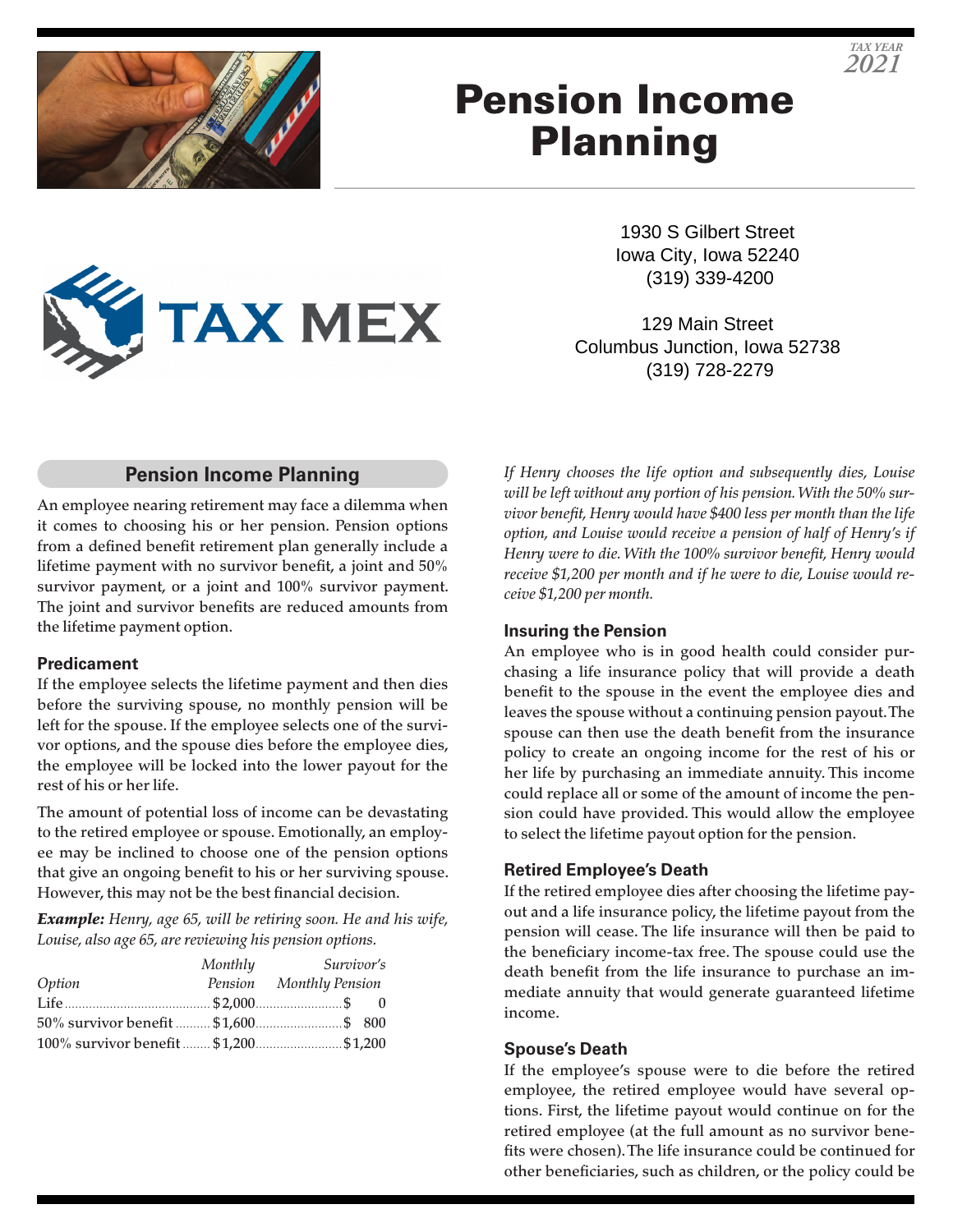TAX YEAR 2021

# Pension Income Planning

TAX MEX

1930 S Gilbert Street
Iowa City, Iowa 52240
(319) 339-4200

129 Main Street
Columbus Junction, Iowa 52738
(319) 728-2279

## Pension Income Planning

An employee nearing retirement may face a dilemma when it comes to choosing his or her pension. Pension options from a defined benefit retirement plan generally include a lifetime payment with no survivor benefit, a joint and 50% survivor payment, or a joint and 100% survivor payment. The joint and survivor benefits are reduced amounts from the lifetime payment option.

### Predicament

If the employee selects the lifetime payment and then dies before the surviving spouse, no monthly pension will be left for the spouse. If the employee selects one of the survivor options, and the spouse dies before the employee dies, the employee will be locked into the lower payout for the rest of his or her life.

The amount of potential loss of income can be devastating to the retired employee or spouse. Emotionally, an employee may be inclined to choose one of the pension options that give an ongoing benefit to his or her surviving spouse. However, this may not be the best financial decision.

***Example:*** *Henry, age 65, will be retiring soon. He and his wife, Louise, also age 65, are reviewing his pension options.*

| *Option* | *Monthly Pension* | *Survivor's Monthly Pension* |
|---|---|---|
| Life | $2,000 | $ 0 |
| 50% survivor benefit | $1,600 | $ 800 |
| 100% survivor benefit | $1,200 | $1,200 |

*If Henry chooses the life option and subsequently dies, Louise will be left without any portion of his pension. With the 50% survivor benefit, Henry would have $400 less per month than the life option, and Louise would receive a pension of half of Henry's if Henry were to die. With the 100% survivor benefit, Henry would receive $1,200 per month and if he were to die, Louise would receive $1,200 per month.*

### Insuring the Pension

An employee who is in good health could consider purchasing a life insurance policy that will provide a death benefit to the spouse in the event the employee dies and leaves the spouse without a continuing pension payout. The spouse can then use the death benefit from the insurance policy to create an ongoing income for the rest of his or her life by purchasing an immediate annuity. This income could replace all or some of the amount of income the pension could have provided. This would allow the employee to select the lifetime payout option for the pension.

### Retired Employee's Death

If the retired employee dies after choosing the lifetime payout and a life insurance policy, the lifetime payout from the pension will cease. The life insurance will then be paid to the beneficiary income-tax free. The spouse could use the death benefit from the life insurance to purchase an immediate annuity that would generate guaranteed lifetime income.

### Spouse's Death

If the employee's spouse were to die before the retired employee, the retired employee would have several options. First, the lifetime payout would continue on for the retired employee (at the full amount as no survivor benefits were chosen). The life insurance could be continued for other beneficiaries, such as children, or the policy could be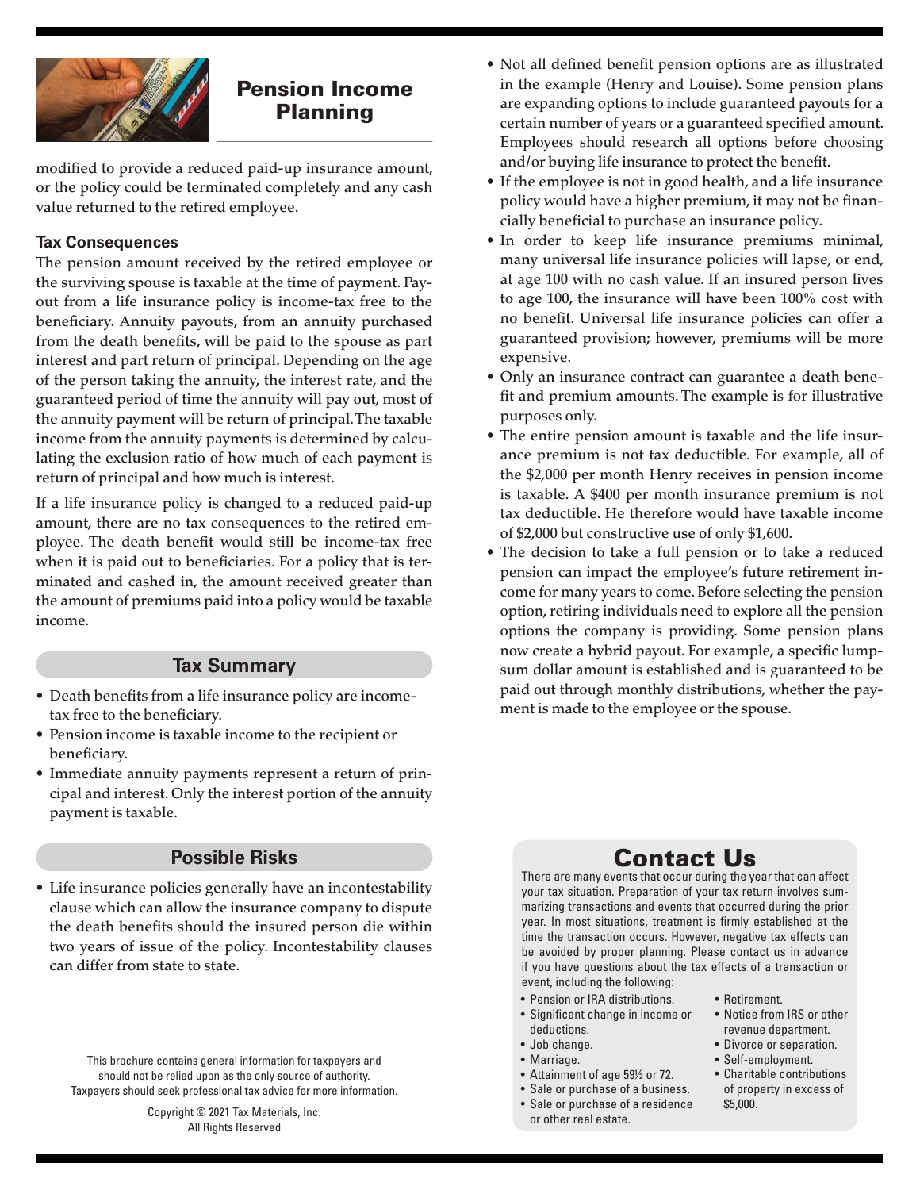# Pension Income Planning

modified to provide a reduced paid-up insurance amount, or the policy could be terminated completely and any cash value returned to the retired employee.

### Tax Consequences

The pension amount received by the retired employee or the surviving spouse is taxable at the time of payment. Payout from a life insurance policy is income-tax free to the beneficiary. Annuity payouts, from an annuity purchased from the death benefits, will be paid to the spouse as part interest and part return of principal. Depending on the age of the person taking the annuity, the interest rate, and the guaranteed period of time the annuity will pay out, most of the annuity payment will be return of principal. The taxable income from the annuity payments is determined by calculating the exclusion ratio of how much of each payment is return of principal and how much is interest.

If a life insurance policy is changed to a reduced paid-up amount, there are no tax consequences to the retired employee. The death benefit would still be income-tax free when it is paid out to beneficiaries. For a policy that is terminated and cashed in, the amount received greater than the amount of premiums paid into a policy would be taxable income.

## Tax Summary

- Death benefits from a life insurance policy are income-tax free to the beneficiary.
- Pension income is taxable income to the recipient or beneficiary.
- Immediate annuity payments represent a return of principal and interest. Only the interest portion of the annuity payment is taxable.

## Possible Risks

- Life insurance policies generally have an incontestability clause which can allow the insurance company to dispute the death benefits should the insured person die within two years of issue of the policy. Incontestability clauses can differ from state to state.
- Not all defined benefit pension options are as illustrated in the example (Henry and Louise). Some pension plans are expanding options to include guaranteed payouts for a certain number of years or a guaranteed specified amount. Employees should research all options before choosing and/or buying life insurance to protect the benefit.
- If the employee is not in good health, and a life insurance policy would have a higher premium, it may not be financially beneficial to purchase an insurance policy.
- In order to keep life insurance premiums minimal, many universal life insurance policies will lapse, or end, at age 100 with no cash value. If an insured person lives to age 100, the insurance will have been 100% cost with no benefit. Universal life insurance policies can offer a guaranteed provision; however, premiums will be more expensive.
- Only an insurance contract can guarantee a death benefit and premium amounts. The example is for illustrative purposes only.
- The entire pension amount is taxable and the life insurance premium is not tax deductible. For example, all of the $2,000 per month Henry receives in pension income is taxable. A $400 per month insurance premium is not tax deductible. He therefore would have taxable income of $2,000 but constructive use of only $1,600.
- The decision to take a full pension or to take a reduced pension can impact the employee's future retirement income for many years to come. Before selecting the pension option, retiring individuals need to explore all the pension options the company is providing. Some pension plans now create a hybrid payout. For example, a specific lump-sum dollar amount is established and is guaranteed to be paid out through monthly distributions, whether the payment is made to the employee or the spouse.

This brochure contains general information for taxpayers and should not be relied upon as the only source of authority. Taxpayers should seek professional tax advice for more information.

Copyright © 2021 Tax Materials, Inc. All Rights Reserved

## Contact Us

There are many events that occur during the year that can affect your tax situation. Preparation of your tax return involves summarizing transactions and events that occurred during the prior year. In most situations, treatment is firmly established at the time the transaction occurs. However, negative tax effects can be avoided by proper planning. Please contact us in advance if you have questions about the tax effects of a transaction or event, including the following:

- Pension or IRA distributions.
- Significant change in income or deductions.
- Job change.
- Marriage.
- Attainment of age 59½ or 72.
- Sale or purchase of a business.
- Sale or purchase of a residence or other real estate.
- Retirement.
- Notice from IRS or other revenue department.
- Divorce or separation.
- Self-employment.
- Charitable contributions of property in excess of $5,000.